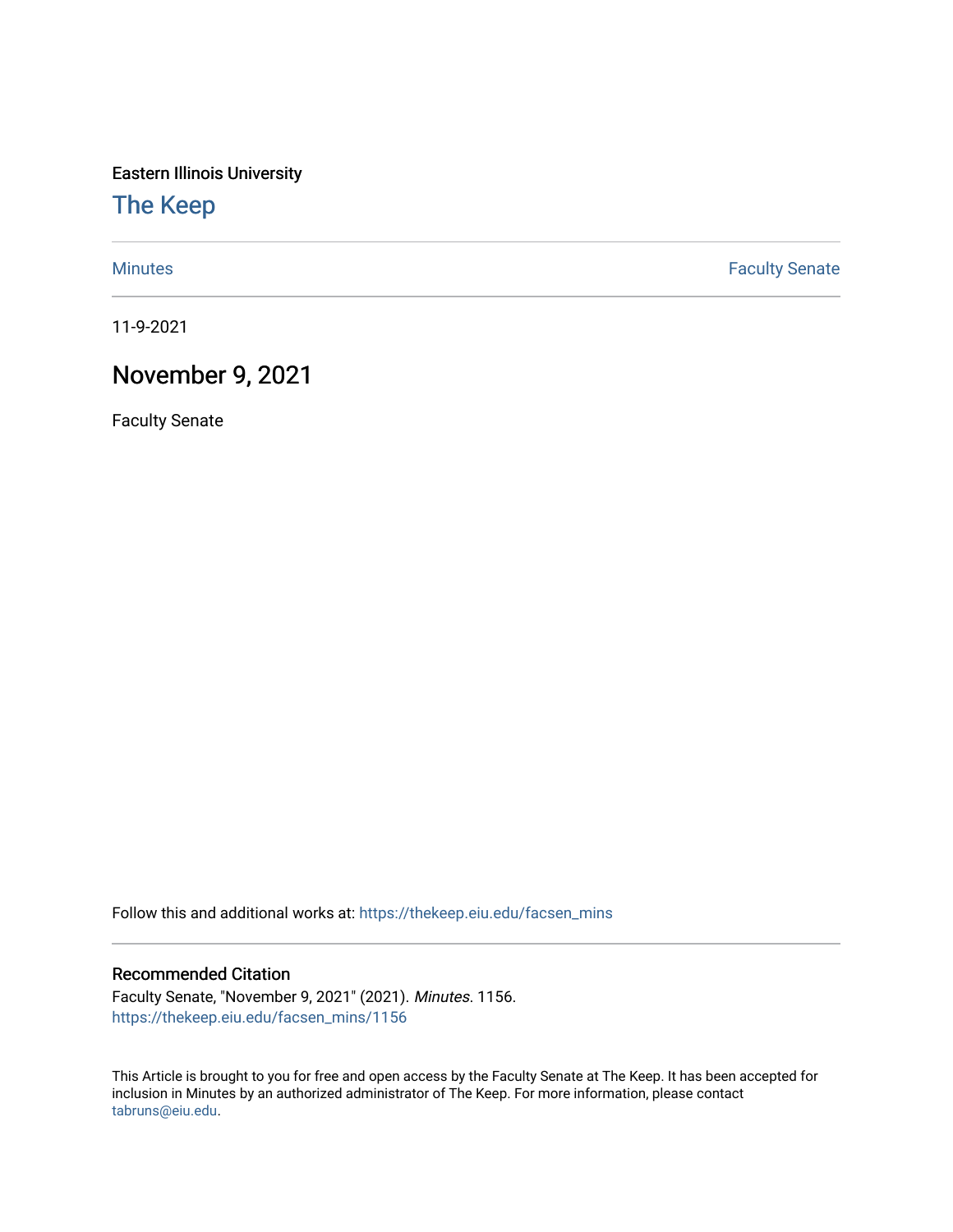Eastern Illinois University

# The Keep

Minutes | Faculty Senate

11-9-2021

## November 9, 2021

Faculty Senate

Follow this and additional works at: https://thekeep.eiu.edu/facsen_mins

### Recommended Citation

Faculty Senate, "November 9, 2021" (2021). *Minutes*. 1156.
https://thekeep.eiu.edu/facsen_mins/1156

This Article is brought to you for free and open access by the Faculty Senate at The Keep. It has been accepted for inclusion in Minutes by an authorized administrator of The Keep. For more information, please contact tabruns@eiu.edu.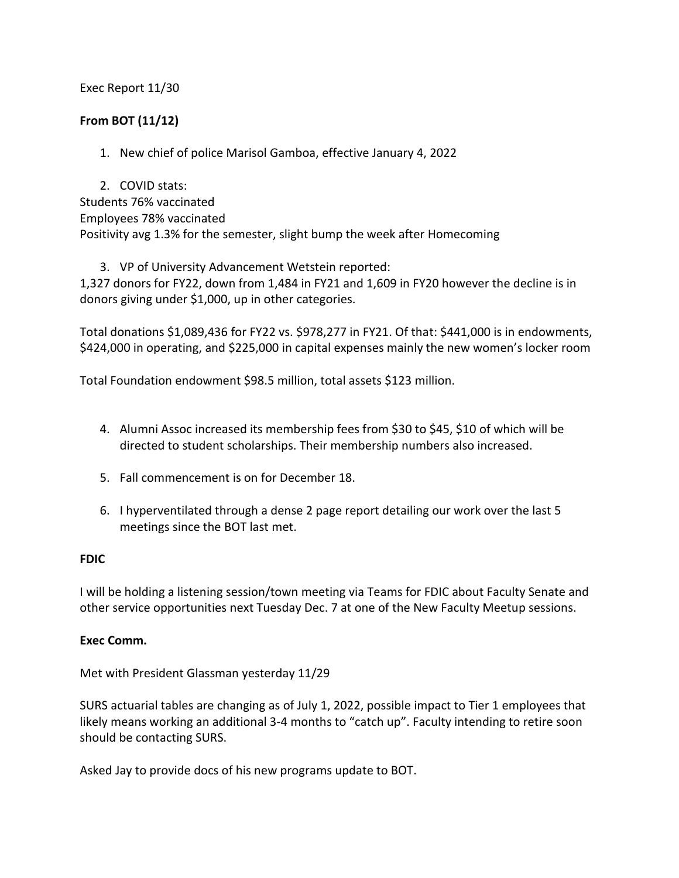Exec Report 11/30

**From BOT (11/12)**

1. New chief of police Marisol Gamboa, effective January 4, 2022

2. COVID stats:

Students 76% vaccinated
Employees 78% vaccinated
Positivity avg 1.3% for the semester, slight bump the week after Homecoming

3. VP of University Advancement Wetstein reported:

1,327 donors for FY22, down from 1,484 in FY21 and 1,609 in FY20 however the decline is in donors giving under $1,000, up in other categories.

Total donations $1,089,436 for FY22 vs. $978,277 in FY21. Of that: $441,000 is in endowments, $424,000 in operating, and $225,000 in capital expenses mainly the new women's locker room

Total Foundation endowment $98.5 million, total assets $123 million.

4. Alumni Assoc increased its membership fees from $30 to $45, $10 of which will be directed to student scholarships. Their membership numbers also increased.

5. Fall commencement is on for December 18.

6. I hyperventilated through a dense 2 page report detailing our work over the last 5 meetings since the BOT last met.

**FDIC**

I will be holding a listening session/town meeting via Teams for FDIC about Faculty Senate and other service opportunities next Tuesday Dec. 7 at one of the New Faculty Meetup sessions.

**Exec Comm.**

Met with President Glassman yesterday 11/29

SURS actuarial tables are changing as of July 1, 2022, possible impact to Tier 1 employees that likely means working an additional 3-4 months to "catch up". Faculty intending to retire soon should be contacting SURS.

Asked Jay to provide docs of his new programs update to BOT.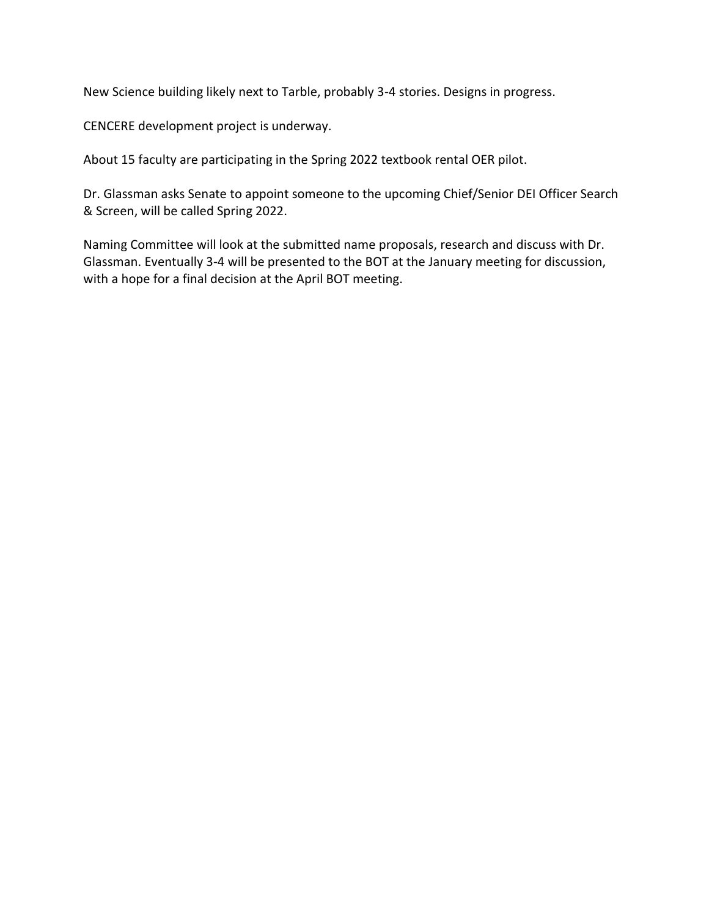New Science building likely next to Tarble, probably 3-4 stories. Designs in progress.

CENCERE development project is underway.

About 15 faculty are participating in the Spring 2022 textbook rental OER pilot.

Dr. Glassman asks Senate to appoint someone to the upcoming Chief/Senior DEI Officer Search & Screen, will be called Spring 2022.

Naming Committee will look at the submitted name proposals, research and discuss with Dr. Glassman. Eventually 3-4 will be presented to the BOT at the January meeting for discussion, with a hope for a final decision at the April BOT meeting.